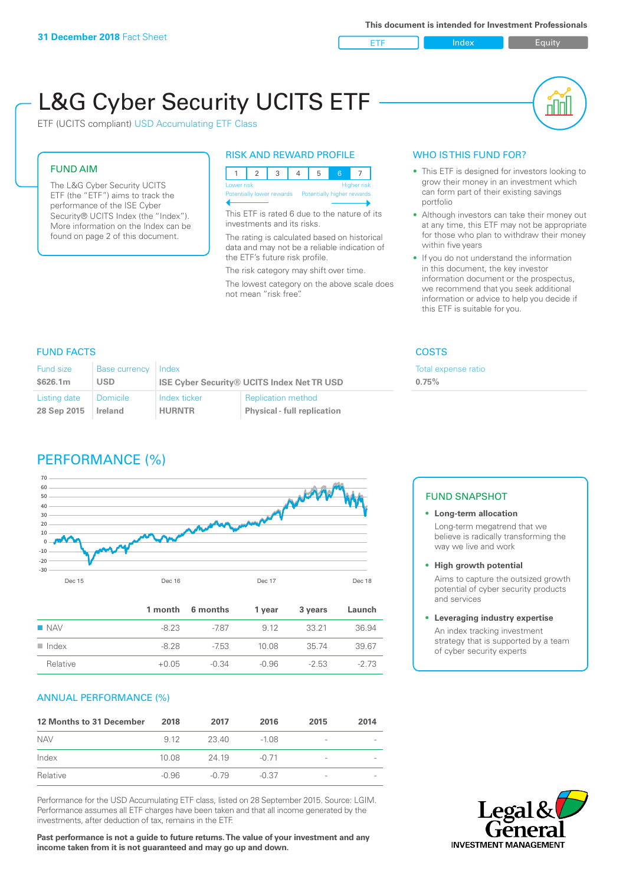**31 December 2018** Fact Sheet

This document is intended for Investment Professionals

ETF | Index | Equity

# L&G Cyber Security UCITS ETF

ETF (UCITS compliant) USD Accumulating ETF Class

## FUND AIM

The L&G Cyber Security UCITS ETF (the "ETF") aims to track the performance of the ISE Cyber Security® UCITS Index (the "Index"). More information on the Index can be found on page 2 of this document.

## RISK AND REWARD PROFILE

| 1 | 2 | 3 | 4 | 5 | 6 | 7 |
|---|---|---|---|---|---|---|

Lower risk — Higher risk

Potentially lower rewards — Potentially higher rewards

This ETF is rated 6 due to the nature of its investments and its risks.

The rating is calculated based on historical data and may not be a reliable indication of the ETF's future risk profile.

The risk category may shift over time.

The lowest category on the above scale does not mean "risk free".

## WHO IS THIS FUND FOR?

- This ETF is designed for investors looking to grow their money in an investment which can form part of their existing savings portfolio
- Although investors can take their money out at any time, this ETF may not be appropriate for those who plan to withdraw their money within five years
- If you do not understand the information in this document, the key investor information document or the prospectus, we recommend that you seek additional information or advice to help you decide if this ETF is suitable for you.

## FUND FACTS

| Fund size | Base currency | Index | |
|---|---|---|---|
| $626.1m | USD | ISE Cyber Security® UCITS Index Net TR USD | |
| **Listing date** | **Domicile** | **Index ticker** | **Replication method** |
| 28 Sep 2015 | Ireland | HURNTR | Physical - full replication |

## COSTS

| Total expense ratio |
|---|
| 0.75% |

## PERFORMANCE (%)

| | 1 month | 6 months | 1 year | 3 years | Launch |
|---|---|---|---|---|---|
| NAV | -8.23 | -7.87 | 9.12 | 33.21 | 36.94 |
| Index | -8.28 | -7.53 | 10.08 | 35.74 | 39.67 |
| Relative | +0.05 | -0.34 | -0.96 | -2.53 | -2.73 |

## FUND SNAPSHOT

- **Long-term allocation**
  Long-term megatrend that we believe is radically transforming the way we live and work
- **High growth potential**
  Aims to capture the outsized growth potential of cyber security products and services
- **Leveraging industry expertise**
  An index tracking investment strategy that is supported by a team of cyber security experts

## ANNUAL PERFORMANCE (%)

| 12 Months to 31 December | 2018 | 2017 | 2016 | 2015 | 2014 |
|---|---|---|---|---|---|
| NAV | 9.12 | 23.40 | -1.08 | - | - |
| Index | 10.08 | 24.19 | -0.71 | - | - |
| Relative | -0.96 | -0.79 | -0.37 | - | - |

Performance for the USD Accumulating ETF class, listed on 28 September 2015. Source: LGIM. Performance assumes all ETF charges have been taken and that all income generated by the investments, after deduction of tax, remains in the ETF.

**Past performance is not a guide to future returns. The value of your investment and any income taken from it is not guaranteed and may go up and down.**

Legal & General INVESTMENT MANAGEMENT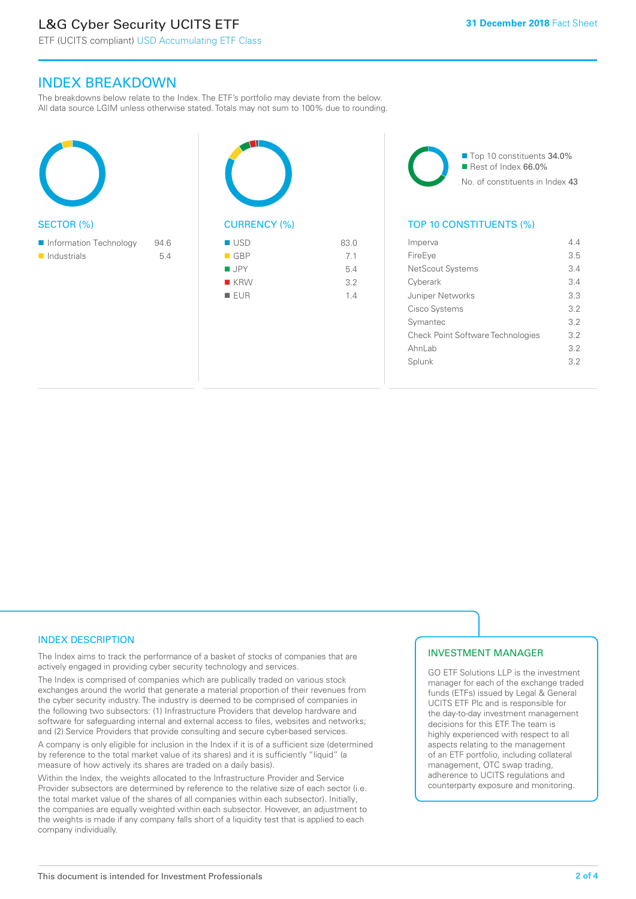# L&G Cyber Security UCITS ETF

ETF (UCITS compliant) USD Accumulating ETF Class

**31 December 2018** Fact Sheet

## INDEX BREAKDOWN

The breakdowns below relate to the Index. The ETF's portfolio may deviate from the below. All data source LGIM unless otherwise stated. Totals may not sum to 100% due to rounding.

### SECTOR (%)

| Sector | % |
|---|---|
| Information Technology | 94.6 |
| Industrials | 5.4 |

### CURRENCY (%)

| Currency | % |
|---|---|
| USD | 83.0 |
| GBP | 7.1 |
| JPY | 5.4 |
| KRW | 3.2 |
| EUR | 1.4 |

Top 10 constituents 34.0%
Rest of Index 66.0%
No. of constituents in Index 43

### TOP 10 CONSTITUENTS (%)

| Constituent | % |
|---|---|
| Imperva | 4.4 |
| FireEye | 3.5 |
| NetScout Systems | 3.4 |
| Cyberark | 3.4 |
| Juniper Networks | 3.3 |
| Cisco Systems | 3.2 |
| Symantec | 3.2 |
| Check Point Software Technologies | 3.2 |
| AhnLab | 3.2 |
| Splunk | 3.2 |

## INDEX DESCRIPTION

The Index aims to track the performance of a basket of stocks of companies that are actively engaged in providing cyber security technology and services.

The Index is comprised of companies which are publically traded on various stock exchanges around the world that generate a material proportion of their revenues from the cyber security industry. The industry is deemed to be comprised of companies in the following two subsectors: (1) Infrastructure Providers that develop hardware and software for safeguarding internal and external access to files, websites and networks; and (2) Service Providers that provide consulting and secure cyber-based services.

A company is only eligible for inclusion in the Index if it is of a sufficient size (determined by reference to the total market value of its shares) and it is sufficiently "liquid" (a measure of how actively its shares are traded on a daily basis).

Within the Index, the weights allocated to the Infrastructure Provider and Service Provider subsectors are determined by reference to the relative size of each sector (i.e. the total market value of the shares of all companies within each subsector). Initially, the companies are equally weighted within each subsector. However, an adjustment to the weights is made if any company falls short of a liquidity test that is applied to each company individually.

## INVESTMENT MANAGER

GO ETF Solutions LLP is the investment manager for each of the exchange traded funds (ETFs) issued by Legal & General UCITS ETF Plc and is responsible for the day-to-day investment management decisions for this ETF. The team is highly experienced with respect to all aspects relating to the management of an ETF portfolio, including collateral management, OTC swap trading, adherence to UCITS regulations and counterparty exposure and monitoring.

This document is intended for Investment Professionals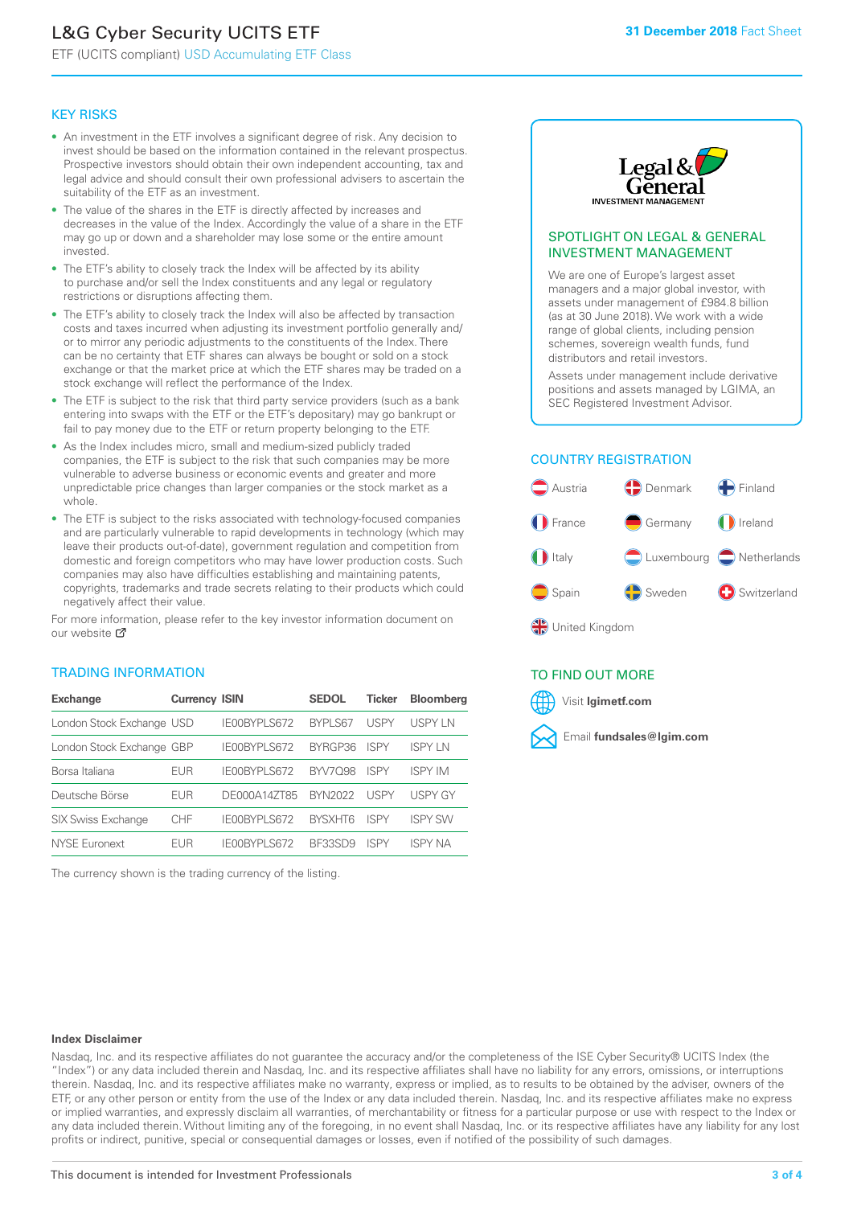# L&G Cyber Security UCITS ETF

ETF (UCITS compliant) USD Accumulating ETF Class

**31 December 2018** Fact Sheet

## KEY RISKS

- An investment in the ETF involves a significant degree of risk. Any decision to invest should be based on the information contained in the relevant prospectus. Prospective investors should obtain their own independent accounting, tax and legal advice and should consult their own professional advisers to ascertain the suitability of the ETF as an investment.
- The value of the shares in the ETF is directly affected by increases and decreases in the value of the Index. Accordingly the value of a share in the ETF may go up or down and a shareholder may lose some or the entire amount invested.
- The ETF's ability to closely track the Index will be affected by its ability to purchase and/or sell the Index constituents and any legal or regulatory restrictions or disruptions affecting them.
- The ETF's ability to closely track the Index will also be affected by transaction costs and taxes incurred when adjusting its investment portfolio generally and/or to mirror any periodic adjustments to the constituents of the Index. There can be no certainty that ETF shares can always be bought or sold on a stock exchange or that the market price at which the ETF shares may be traded on a stock exchange will reflect the performance of the Index.
- The ETF is subject to the risk that third party service providers (such as a bank entering into swaps with the ETF or the ETF's depositary) may go bankrupt or fail to pay money due to the ETF or return property belonging to the ETF.
- As the Index includes micro, small and medium-sized publicly traded companies, the ETF is subject to the risk that such companies may be more vulnerable to adverse business or economic events and greater and more unpredictable price changes than larger companies or the stock market as a whole.
- The ETF is subject to the risks associated with technology-focused companies and are particularly vulnerable to rapid developments in technology (which may leave their products out-of-date), government regulation and competition from domestic and foreign competitors who may have lower production costs. Such companies may also have difficulties establishing and maintaining patents, copyrights, trademarks and trade secrets relating to their products which could negatively affect their value.

For more information, please refer to the key investor information document on our website

## TRADING INFORMATION

| Exchange | Currency | ISIN | SEDOL | Ticker | Bloomberg |
|---|---|---|---|---|---|
| London Stock Exchange | USD | IE00BYPLS672 | BYPLS67 | USPY | USPY LN |
| London Stock Exchange | GBP | IE00BYPLS672 | BYRGP36 | ISPY | ISPY LN |
| Borsa Italiana | EUR | IE00BYPLS672 | BYV7Q98 | ISPY | ISPY IM |
| Deutsche Börse | EUR | DE000A14ZT85 | BYN2022 | USPY | USPY GY |
| SIX Swiss Exchange | CHF | IE00BYPLS672 | BYSXHT6 | ISPY | ISPY SW |
| NYSE Euronext | EUR | IE00BYPLS672 | BF33SD9 | ISPY | ISPY NA |

The currency shown is the trading currency of the listing.

## SPOTLIGHT ON LEGAL & GENERAL INVESTMENT MANAGEMENT

We are one of Europe's largest asset managers and a major global investor, with assets under management of £984.8 billion (as at 30 June 2018). We work with a wide range of global clients, including pension schemes, sovereign wealth funds, fund distributors and retail investors.

Assets under management include derivative positions and assets managed by LGIMA, an SEC Registered Investment Advisor.

## COUNTRY REGISTRATION

Austria, Denmark, Finland, France, Germany, Ireland, Italy, Luxembourg, Netherlands, Spain, Sweden, Switzerland, United Kingdom

## TO FIND OUT MORE

Visit **lgimetf.com**

Email **fundsales@lgim.com**

**Index Disclaimer**

Nasdaq, Inc. and its respective affiliates do not guarantee the accuracy and/or the completeness of the ISE Cyber Security® UCITS Index (the "Index") or any data included therein and Nasdaq, Inc. and its respective affiliates shall have no liability for any errors, omissions, or interruptions therein. Nasdaq, Inc. and its respective affiliates make no warranty, express or implied, as to results to be obtained by the adviser, owners of the ETF, or any other person or entity from the use of the Index or any data included therein. Nasdaq, Inc. and its respective affiliates make no express or implied warranties, and expressly disclaim all warranties, of merchantability or fitness for a particular purpose or use with respect to the Index or any data included therein. Without limiting any of the foregoing, in no event shall Nasdaq, Inc. or its respective affiliates have any liability for any lost profits or indirect, punitive, special or consequential damages or losses, even if notified of the possibility of such damages.

This document is intended for Investment Professionals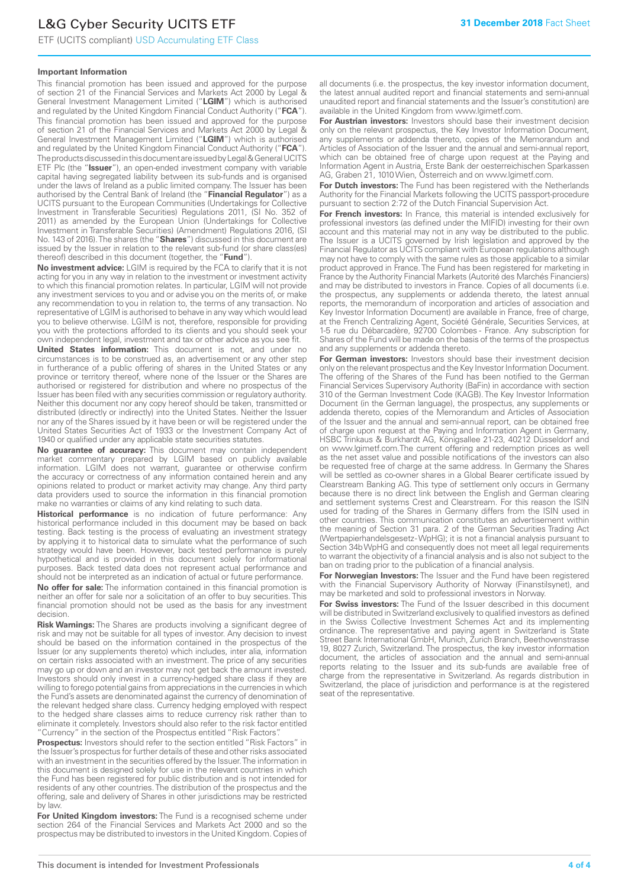## Important Information

This financial promotion has been issued and approved for the purpose of section 21 of the Financial Services and Markets Act 2000 by Legal & General Investment Management Limited ("**LGIM**") which is authorised and regulated by the United Kingdom Financial Conduct Authority ("**FCA**"). This financial promotion has been issued and approved for the purpose of section 21 of the Financial Services and Markets Act 2000 by Legal & General Investment Management Limited ("**LGIM**") which is authorised and regulated by the United Kingdom Financial Conduct Authority ("**FCA**"). The products discussed in this document are issued by Legal & General UCITS ETF Plc (the "**Issuer**"), an open-ended investment company with variable capital having segregated liability between its sub-funds and is organised under the laws of Ireland as a public limited company. The Issuer has been authorised by the Central Bank of Ireland (the "**Financial Regulator**") as a UCITS pursuant to the European Communities (Undertakings for Collective Investment in Transferable Securities) Regulations 2011, (SI No. 352 of 2011) as amended by the European Union (Undertakings for Collective Investment in Transferable Securities) (Amendment) Regulations 2016, (SI No. 143 of 2016). The shares (the "**Shares**") discussed in this document are issued by the Issuer in relation to the relevant sub-fund (or share class(es) thereof) described in this document (together, the "**Fund**").

**No investment advice:** LGIM is required by the FCA to clarify that it is not acting for you in any way in relation to the investment or investment activity to which this financial promotion relates. In particular, LGIM will not provide any investment services to you and or advise you on the merits of, or make any recommendation to you in relation to, the terms of any transaction. No representative of LGIM is authorised to behave in any way which would lead you to believe otherwise. LGIM is not, therefore, responsible for providing you with the protections afforded to its clients and you should seek your own independent legal, investment and tax or other advice as you see fit.

**United States information:** This document is not, and under no circumstances is to be construed as, an advertisement or any other step in furtherance of a public offering of shares in the United States or any province or territory thereof, where none of the Issuer or the Shares are authorised or registered for distribution and where no prospectus of the Issuer has been filed with any securities commission or regulatory authority. Neither this document nor any copy hereof should be taken, transmitted or distributed (directly or indirectly) into the United States. Neither the Issuer nor any of the Shares issued by it have been or will be registered under the United States Securities Act of 1933 or the Investment Company Act of 1940 or qualified under any applicable state securities statutes.

**No guarantee of accuracy:** This document may contain independent market commentary prepared by LGIM based on publicly available information. LGIM does not warrant, guarantee or otherwise confirm the accuracy or correctness of any information contained herein and any opinions related to product or market activity may change. Any third party data providers used to source the information in this financial promotion make no warranties or claims of any kind relating to such data.

**Historical performance** is no indication of future performance: Any historical performance included in this document may be based on back testing. Back testing is the process of evaluating an investment strategy by applying it to historical data to simulate what the performance of such strategy would have been. However, back tested performance is purely hypothetical and is provided in this document solely for informational purposes. Back tested data does not represent actual performance and should not be interpreted as an indication of actual or future performance.

**No offer for sale:** The information contained in this financial promotion is neither an offer for sale nor a solicitation of an offer to buy securities. This financial promotion should not be used as the basis for any investment decision.

**Risk Warnings:** The Shares are products involving a significant degree of risk and may not be suitable for all types of investor. Any decision to invest should be based on the information contained in the prospectus of the Issuer (or any supplements thereto) which includes, inter alia, information on certain risks associated with an investment. The price of any securities may go up or down and an investor may not get back the amount invested. Investors should only invest in a currency-hedged share class if they are willing to forego potential gains from appreciations in the currencies in which the Fund's assets are denominated against the currency of denomination of the relevant hedged share class. Currency hedging employed with respect to the hedged share classes aims to reduce currency risk rather than to eliminate it completely. Investors should also refer to the risk factor entitled "Currency" in the section of the Prospectus entitled "Risk Factors".

**Prospectus:** Investors should refer to the section entitled "Risk Factors" in the Issuer's prospectus for further details of these and other risks associated with an investment in the securities offered by the Issuer. The information in this document is designed solely for use in the relevant countries in which the Fund has been registered for public distribution and is not intended for residents of any other countries. The distribution of the prospectus and the offering, sale and delivery of Shares in other jurisdictions may be restricted by law.

**For United Kingdom investors:** The Fund is a recognised scheme under section 264 of the Financial Services and Markets Act 2000 and so the prospectus may be distributed to investors in the United Kingdom. Copies of all documents (i.e. the prospectus, the key investor information document, the latest annual audited report and financial statements and semi-annual unaudited report and financial statements and the Issuer's constitution) are available in the United Kingdom from www.lgimetf.com.

**For Austrian investors:** Investors should base their investment decision only on the relevant prospectus, the Key Investor Information Document, any supplements or addenda thereto, copies of the Memorandum and Articles of Association of the Issuer and the annual and semi-annual report, which can be obtained free of charge upon request at the Paying and Information Agent in Austria, Erste Bank der oesterreichischen Sparkassen AG, Graben 21, 1010 Wien, Österreich and on www.lgimetf.com.

**For Dutch investors:** The Fund has been registered with the Netherlands Authority for the Financial Markets following the UCITS passport-procedure pursuant to section 2:72 of the Dutch Financial Supervision Act.

**For French investors:** In France, this material is intended exclusively for professional investors (as defined under the MIFID) investing for their own account and this material may not in any way be distributed to the public. The Issuer is a UCITS governed by Irish legislation and approved by the Financial Regulator as UCITS compliant with European regulations although may not have to comply with the same rules as those applicable to a similar product approved in France. The Fund has been registered for marketing in France by the Authority Financial Markets (Autorité des Marchés Financiers) and may be distributed to investors in France. Copies of all documents (i.e. the prospectus, any supplements or addenda thereto, the latest annual reports, the memorandum of incorporation and articles of association and Key Investor Information Document) are available in France, free of charge, at the French Centralizing Agent, Société Générale, Securities Services, at 1-5 rue du Débarcadère, 92700 Colombes - France. Any subscription for Shares of the Fund will be made on the basis of the terms of the prospectus and any supplements or addenda thereto.

**For German investors:** Investors should base their investment decision only on the relevant prospectus and the Key Investor Information Document. The offering of the Shares of the Fund has been notified to the German Financial Services Supervisory Authority (BaFin) in accordance with section 310 of the German Investment Code (KAGB). The Key Investor Information Document (in the German language), the prospectus, any supplements or addenda thereto, copies of the Memorandum and Articles of Association of the Issuer and the annual and semi-annual report, can be obtained free of charge upon request at the Paying and Information Agent in Germany, HSBC Trinkaus & Burkhardt AG, Königsallee 21-23, 40212 Düsseldorf and on www.lgimetf.com.The current offering and redemption prices as well as the net asset value and possible notifications of the investors can also be requested free of charge at the same address. In Germany the Shares will be settled as co-owner shares in a Global Bearer certificate issued by Clearstream Banking AG. This type of settlement only occurs in Germany because there is no direct link between the English and German clearing and settlement systems Crest and Clearstream. For this reason the ISIN used for trading of the Shares in Germany differs from the ISIN used in other countries. This communication constitutes an advertisement within the meaning of Section 31 para. 2 of the German Securities Trading Act (Wertpapierhandelsgesetz - WpHG); it is not a financial analysis pursuant to Section 34b WpHG and consequently does not meet all legal requirements to warrant the objectivity of a financial analysis and is also not subject to the ban on trading prior to the publication of a financial analysis.

**For Norwegian Investors:** The Issuer and the Fund have been registered with the Financial Supervisory Authority of Norway (Finanstilsynet), and may be marketed and sold to professional investors in Norway.

**For Swiss investors:** The Fund of the Issuer described in this document will be distributed in Switzerland exclusively to qualified investors as defined in the Swiss Collective Investment Schemes Act and its implementing ordinance. The representative and paying agent in Switzerland is State Street Bank International GmbH, Munich, Zurich Branch, Beethovenstrasse 19, 8027 Zurich, Switzerland. The prospectus, the key investor information document, the articles of association and the annual and semi-annual reports relating to the Issuer and its sub-funds are available free of charge from the representative in Switzerland. As regards distribution in Switzerland, the place of jurisdiction and performance is at the registered seat of the representative.